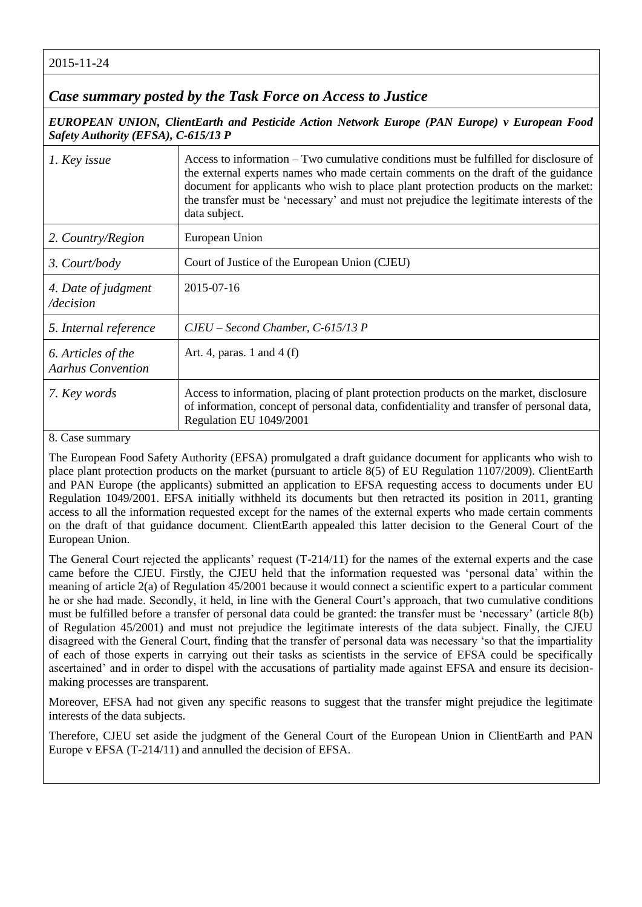2015-11-24

## *Case summary posted by the Task Force on Access to Justice*

***EUROPEAN UNION, ClientEarth and Pesticide Action Network Europe (PAN Europe) v European Food Safety Authority (EFSA), C-615/13 P***

| | |
|---|---|
| *1. Key issue* | Access to information – Two cumulative conditions must be fulfilled for disclosure of the external experts names who made certain comments on the draft of the guidance document for applicants who wish to place plant protection products on the market: the transfer must be 'necessary' and must not prejudice the legitimate interests of the data subject. |
| *2. Country/Region* | European Union |
| *3. Court/body* | Court of Justice of the European Union (CJEU) |
| *4. Date of judgment /decision* | 2015-07-16 |
| *5. Internal reference* | *CJEU – Second Chamber, C-615/13 P* |
| *6. Articles of the Aarhus Convention* | Art. 4, paras. 1 and 4 (f) |
| *7. Key words* | Access to information, placing of plant protection products on the market, disclosure of information, concept of personal data, confidentiality and transfer of personal data, Regulation EU 1049/2001 |

8. Case summary

The European Food Safety Authority (EFSA) promulgated a draft guidance document for applicants who wish to place plant protection products on the market (pursuant to article 8(5) of EU Regulation 1107/2009). ClientEarth and PAN Europe (the applicants) submitted an application to EFSA requesting access to documents under EU Regulation 1049/2001. EFSA initially withheld its documents but then retracted its position in 2011, granting access to all the information requested except for the names of the external experts who made certain comments on the draft of that guidance document. ClientEarth appealed this latter decision to the General Court of the European Union.

The General Court rejected the applicants' request (T-214/11) for the names of the external experts and the case came before the CJEU. Firstly, the CJEU held that the information requested was 'personal data' within the meaning of article 2(a) of Regulation 45/2001 because it would connect a scientific expert to a particular comment he or she had made. Secondly, it held, in line with the General Court's approach, that two cumulative conditions must be fulfilled before a transfer of personal data could be granted: the transfer must be 'necessary' (article 8(b) of Regulation 45/2001) and must not prejudice the legitimate interests of the data subject. Finally, the CJEU disagreed with the General Court, finding that the transfer of personal data was necessary 'so that the impartiality of each of those experts in carrying out their tasks as scientists in the service of EFSA could be specifically ascertained' and in order to dispel with the accusations of partiality made against EFSA and ensure its decision-making processes are transparent.

Moreover, EFSA had not given any specific reasons to suggest that the transfer might prejudice the legitimate interests of the data subjects.

Therefore, CJEU set aside the judgment of the General Court of the European Union in ClientEarth and PAN Europe v EFSA (T-214/11) and annulled the decision of EFSA.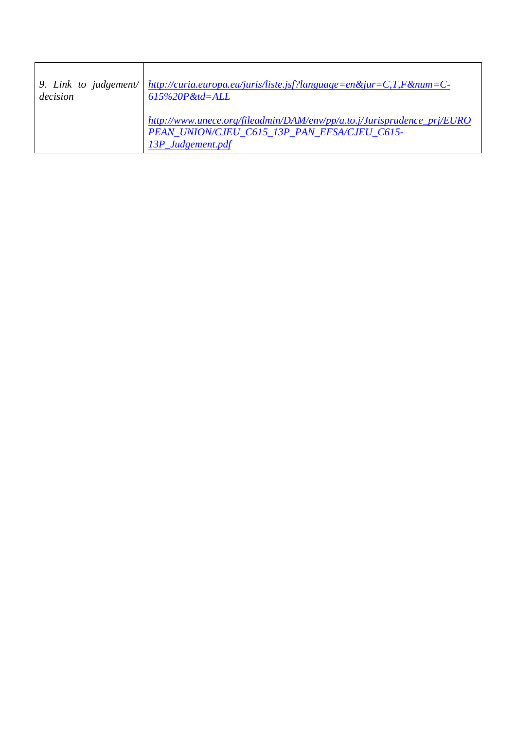| | |
|---|---|
| *9. Link to judgement/ decision* | *http://curia.europa.eu/juris/liste.jsf?language=en&jur=C,T,F&num=C-615%20P&td=ALL* <br><br> *http://www.unece.org/fileadmin/DAM/env/pp/a.to.j/Jurisprudence_prj/EUROPEAN_UNION/CJEU_C615_13P_PAN_EFSA/CJEU_C615-13P_Judgement.pdf* |